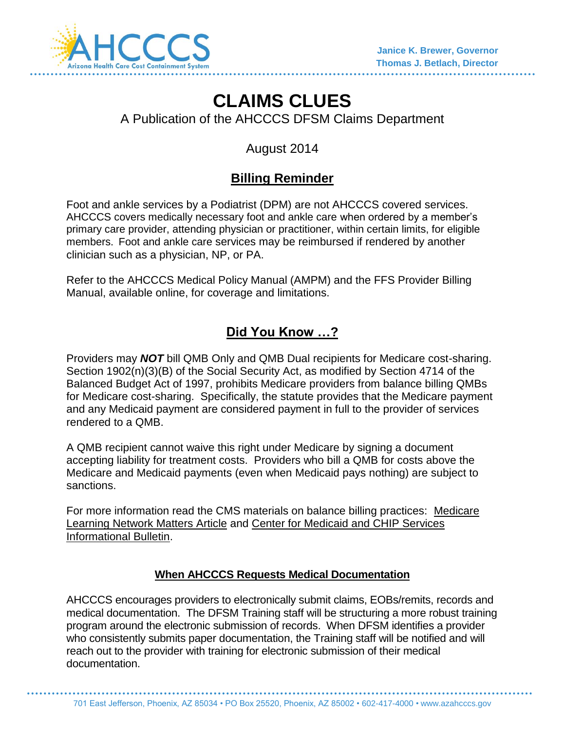AHCCCS
Arizona Health Care Cost Containment System

**Janice K. Brewer, Governor**
**Thomas J. Betlach, Director**

# CLAIMS CLUES

A Publication of the AHCCCS DFSM Claims Department

August 2014

## Billing Reminder

Foot and ankle services by a Podiatrist (DPM) are not AHCCCS covered services. AHCCCS covers medically necessary foot and ankle care when ordered by a member's primary care provider, attending physician or practitioner, within certain limits, for eligible members. Foot and ankle care services may be reimbursed if rendered by another clinician such as a physician, NP, or PA.

Refer to the AHCCCS Medical Policy Manual (AMPM) and the FFS Provider Billing Manual, available online, for coverage and limitations.

## Did You Know …?

Providers may ***NOT*** bill QMB Only and QMB Dual recipients for Medicare cost-sharing. Section 1902(n)(3)(B) of the Social Security Act, as modified by Section 4714 of the Balanced Budget Act of 1997, prohibits Medicare providers from balance billing QMBs for Medicare cost-sharing. Specifically, the statute provides that the Medicare payment and any Medicaid payment are considered payment in full to the provider of services rendered to a QMB.

A QMB recipient cannot waive this right under Medicare by signing a document accepting liability for treatment costs. Providers who bill a QMB for costs above the Medicare and Medicaid payments (even when Medicaid pays nothing) are subject to sanctions.

For more information read the CMS materials on balance billing practices: Medicare Learning Network Matters Article and Center for Medicaid and CHIP Services Informational Bulletin.

### When AHCCCS Requests Medical Documentation

AHCCCS encourages providers to electronically submit claims, EOBs/remits, records and medical documentation. The DFSM Training staff will be structuring a more robust training program around the electronic submission of records. When DFSM identifies a provider who consistently submits paper documentation, the Training staff will be notified and will reach out to the provider with training for electronic submission of their medical documentation.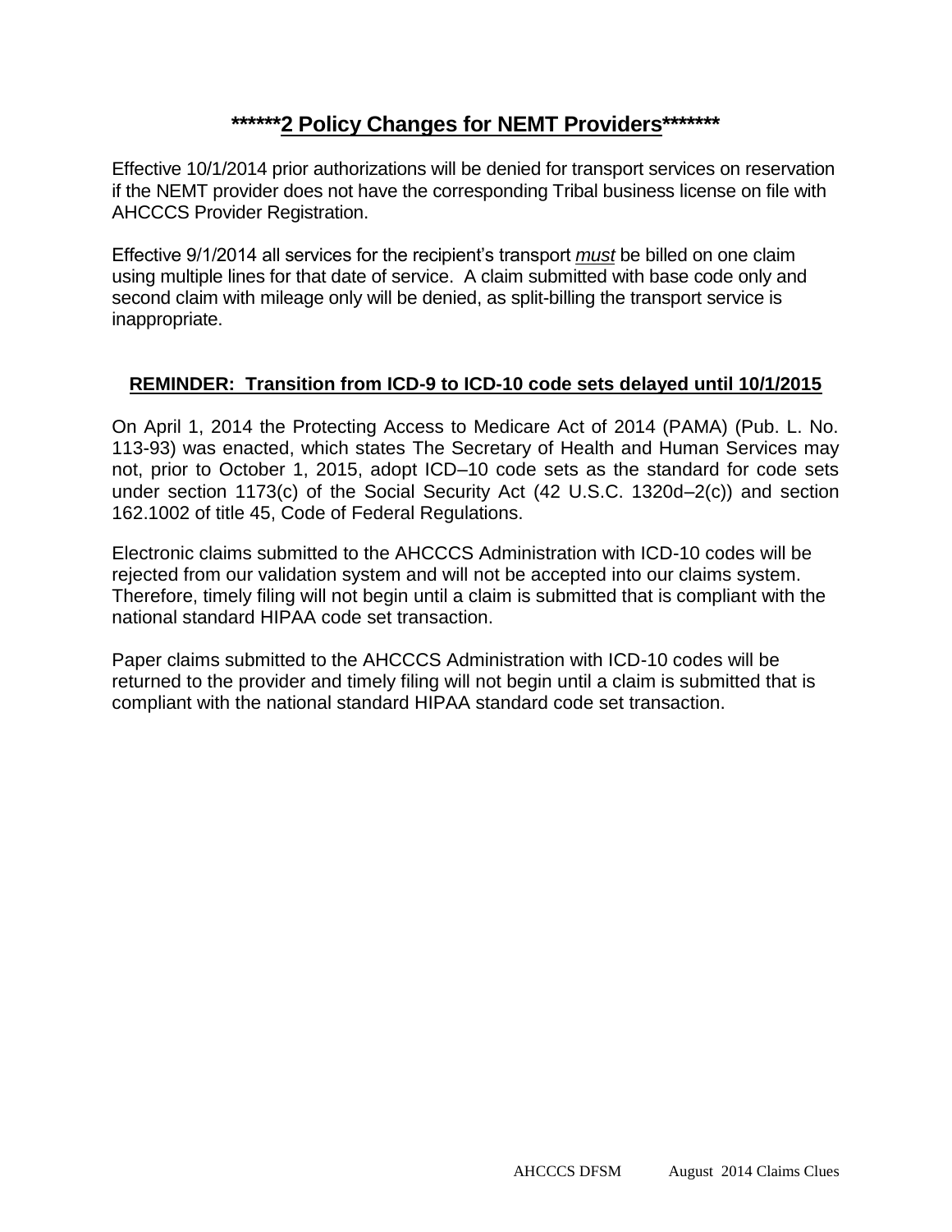## ******2 Policy Changes for NEMT Providers*******

Effective 10/1/2014 prior authorizations will be denied for transport services on reservation if the NEMT provider does not have the corresponding Tribal business license on file with AHCCCS Provider Registration.

Effective 9/1/2014 all services for the recipient's transport *must* be billed on one claim using multiple lines for that date of service. A claim submitted with base code only and second claim with mileage only will be denied, as split-billing the transport service is inappropriate.

## REMINDER: Transition from ICD-9 to ICD-10 code sets delayed until 10/1/2015

On April 1, 2014 the Protecting Access to Medicare Act of 2014 (PAMA) (Pub. L. No. 113-93) was enacted, which states The Secretary of Health and Human Services may not, prior to October 1, 2015, adopt ICD–10 code sets as the standard for code sets under section 1173(c) of the Social Security Act (42 U.S.C. 1320d–2(c)) and section 162.1002 of title 45, Code of Federal Regulations.

Electronic claims submitted to the AHCCCS Administration with ICD-10 codes will be rejected from our validation system and will not be accepted into our claims system. Therefore, timely filing will not begin until a claim is submitted that is compliant with the national standard HIPAA code set transaction.

Paper claims submitted to the AHCCCS Administration with ICD-10 codes will be returned to the provider and timely filing will not begin until a claim is submitted that is compliant with the national standard HIPAA standard code set transaction.